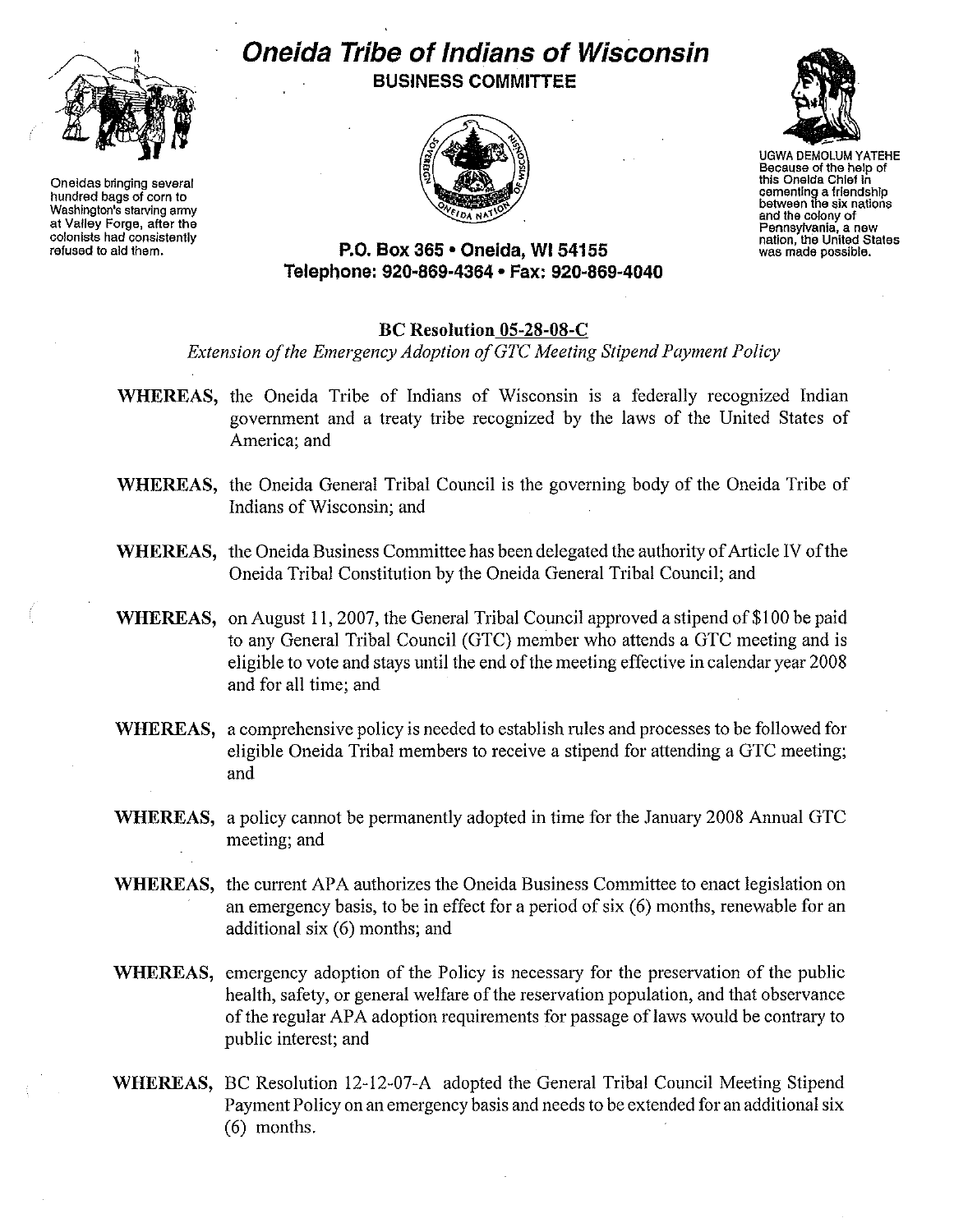# Oneida Tribe of Indians of Wisconsin

**BUSINESS COMMITTEE**

Oneidas bringing several hundred bags of corn to Washington's starving army at Valley Forge, after the colonists had consistently refused to aid them.

UGWA DEMOLUM YATEHE
Because of the help of this Oneida Chief in cementing a friendship between the six nations and the colony of Pennsylvania, a new nation, the United States was made possible.

**P.O. Box 365 • Oneida, WI 54155**
**Telephone: 920-869-4364 • Fax: 920-869-4040**

## BC Resolution 05-28-08-C

*Extension of the Emergency Adoption of GTC Meeting Stipend Payment Policy*

**WHEREAS,** the Oneida Tribe of Indians of Wisconsin is a federally recognized Indian government and a treaty tribe recognized by the laws of the United States of America; and

**WHEREAS,** the Oneida General Tribal Council is the governing body of the Oneida Tribe of Indians of Wisconsin; and

**WHEREAS,** the Oneida Business Committee has been delegated the authority of Article IV of the Oneida Tribal Constitution by the Oneida General Tribal Council; and

**WHEREAS,** on August 11, 2007, the General Tribal Council approved a stipend of $100 be paid to any General Tribal Council (GTC) member who attends a GTC meeting and is eligible to vote and stays until the end of the meeting effective in calendar year 2008 and for all time; and

**WHEREAS,** a comprehensive policy is needed to establish rules and processes to be followed for eligible Oneida Tribal members to receive a stipend for attending a GTC meeting; and

**WHEREAS,** a policy cannot be permanently adopted in time for the January 2008 Annual GTC meeting; and

**WHEREAS,** the current APA authorizes the Oneida Business Committee to enact legislation on an emergency basis, to be in effect for a period of six (6) months, renewable for an additional six (6) months; and

**WHEREAS,** emergency adoption of the Policy is necessary for the preservation of the public health, safety, or general welfare of the reservation population, and that observance of the regular APA adoption requirements for passage of laws would be contrary to public interest; and

**WHEREAS,** BC Resolution 12-12-07-A adopted the General Tribal Council Meeting Stipend Payment Policy on an emergency basis and needs to be extended for an additional six (6) months.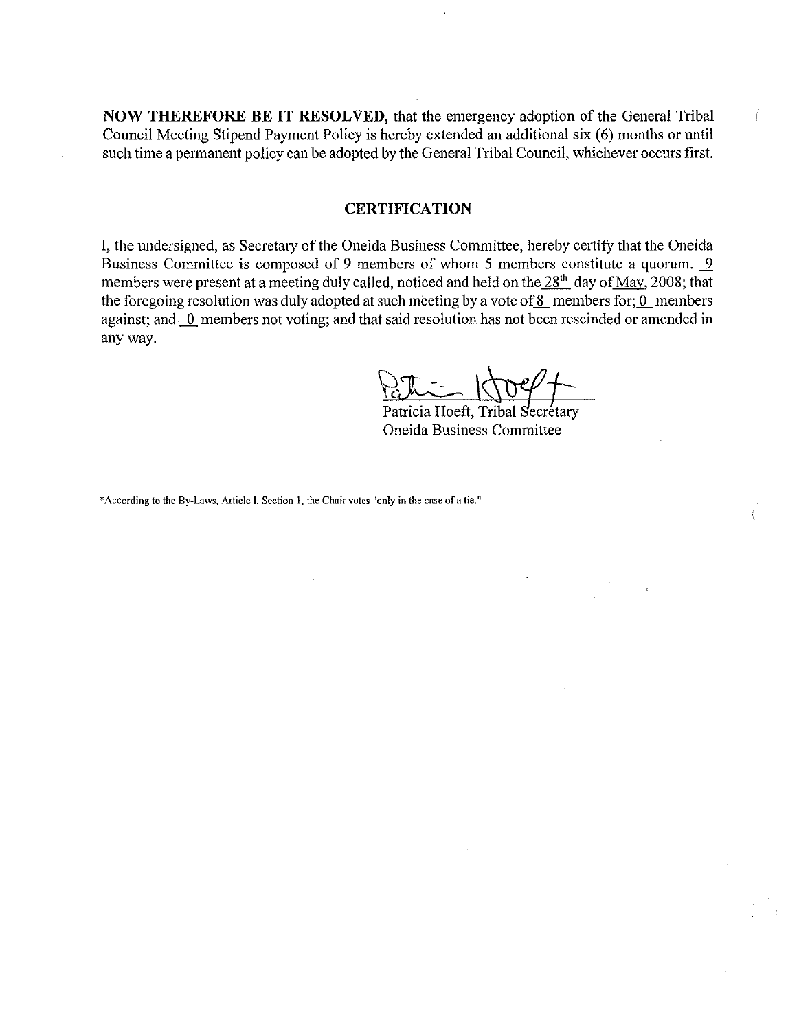**NOW THEREFORE BE IT RESOLVED,** that the emergency adoption of the General Tribal Council Meeting Stipend Payment Policy is hereby extended an additional six (6) months or until such time a permanent policy can be adopted by the General Tribal Council, whichever occurs first.

## CERTIFICATION

I, the undersigned, as Secretary of the Oneida Business Committee, hereby certify that the Oneida Business Committee is composed of 9 members of whom 5 members constitute a quorum. 9 members were present at a meeting duly called, noticed and held on the 28th day of May, 2008; that the foregoing resolution was duly adopted at such meeting by a vote of 8 members for; 0 members against; and 0 members not voting; and that said resolution has not been rescinded or amended in any way.

Patricia Hoeft, Tribal Secretary
Oneida Business Committee

*According to the By-Laws, Article I, Section 1, the Chair votes "only in the case of a tie."